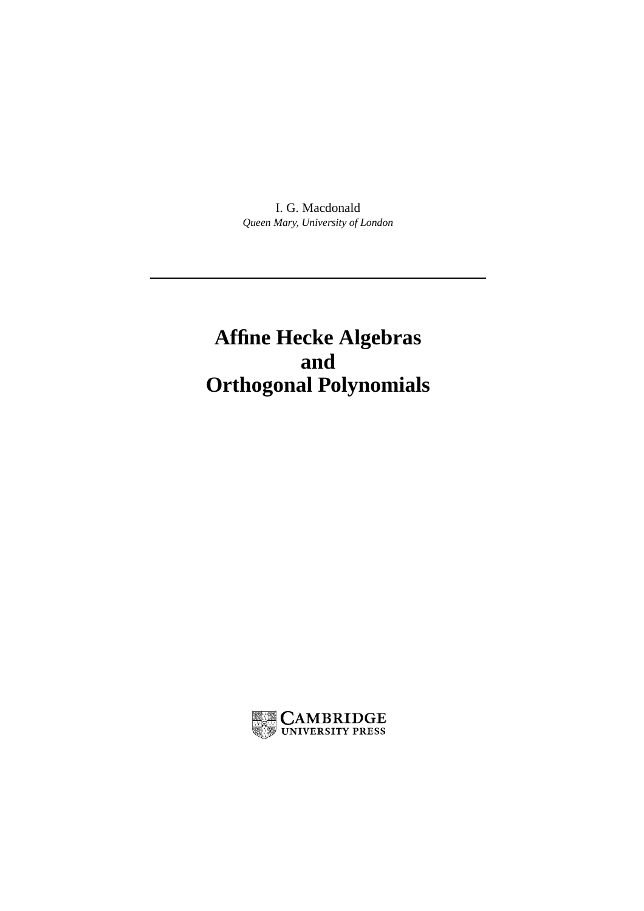I. G. Macdonald

*Queen Mary, University of London*

---

# Affine Hecke Algebras and Orthogonal Polynomials

CAMBRIDGE
UNIVERSITY PRESS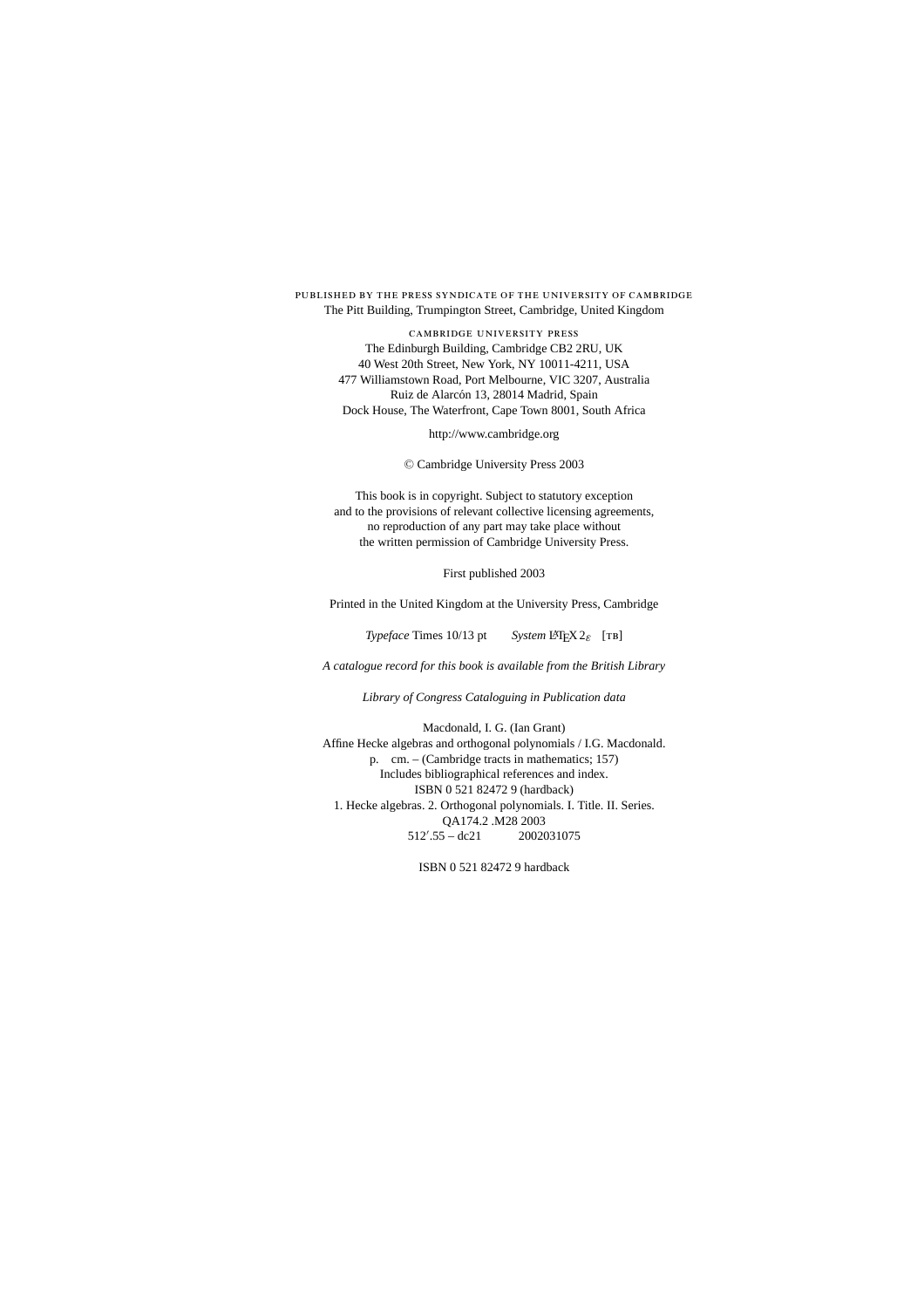PUBLISHED BY THE PRESS SYNDICATE OF THE UNIVERSITY OF CAMBRIDGE
The Pitt Building, Trumpington Street, Cambridge, United Kingdom

CAMBRIDGE UNIVERSITY PRESS
The Edinburgh Building, Cambridge CB2 2RU, UK
40 West 20th Street, New York, NY 10011-4211, USA
477 Williamstown Road, Port Melbourne, VIC 3207, Australia
Ruiz de Alarcón 13, 28014 Madrid, Spain
Dock House, The Waterfront, Cape Town 8001, South Africa

http://www.cambridge.org

© Cambridge University Press 2003

This book is in copyright. Subject to statutory exception
and to the provisions of relevant collective licensing agreements,
no reproduction of any part may take place without
the written permission of Cambridge University Press.

First published 2003

Printed in the United Kingdom at the University Press, Cambridge

*Typeface* Times 10/13 pt *System* LaTeX $2_\varepsilon$ [TB]

*A catalogue record for this book is available from the British Library*

*Library of Congress Cataloguing in Publication data*

Macdonald, I. G. (Ian Grant)
Affine Hecke algebras and orthogonal polynomials / I.G. Macdonald.
p. cm. – (Cambridge tracts in mathematics; 157)
Includes bibliographical references and index.
ISBN 0 521 82472 9 (hardback)
1. Hecke algebras. 2. Orthogonal polynomials. I. Title. II. Series.
QA174.2 .M28 2003
512′.55 – dc21 2002031075

ISBN 0 521 82472 9 hardback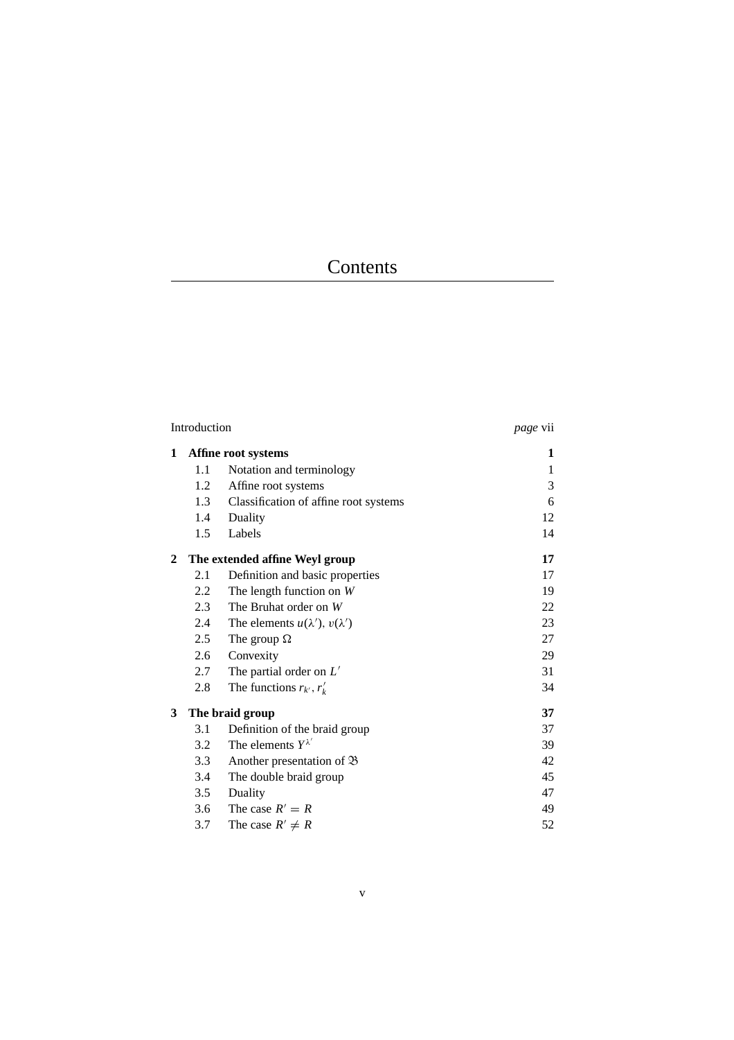# Contents

| | | |
|---|---|---|
| Introduction | | *page* vii |
| **1** | **Affine root systems** | **1** |
| 1.1 | Notation and terminology | 1 |
| 1.2 | Affine root systems | 3 |
| 1.3 | Classification of affine root systems | 6 |
| 1.4 | Duality | 12 |
| 1.5 | Labels | 14 |
| **2** | **The extended affine Weyl group** | **17** |
| 2.1 | Definition and basic properties | 17 |
| 2.2 | The length function on $W$ | 19 |
| 2.3 | The Bruhat order on $W$ | 22 |
| 2.4 | The elements $u(\lambda')$, $v(\lambda')$ | 23 |
| 2.5 | The group $\Omega$ | 27 |
| 2.6 | Convexity | 29 |
| 2.7 | The partial order on $L'$ | 31 |
| 2.8 | The functions $r_{k'}$, $r'_k$ | 34 |
| **3** | **The braid group** | **37** |
| 3.1 | Definition of the braid group | 37 |
| 3.2 | The elements $Y^{\lambda'}$ | 39 |
| 3.3 | Another presentation of $\mathfrak{B}$ | 42 |
| 3.4 | The double braid group | 45 |
| 3.5 | Duality | 47 |
| 3.6 | The case $R' = R$ | 49 |
| 3.7 | The case $R' \neq R$ | 52 |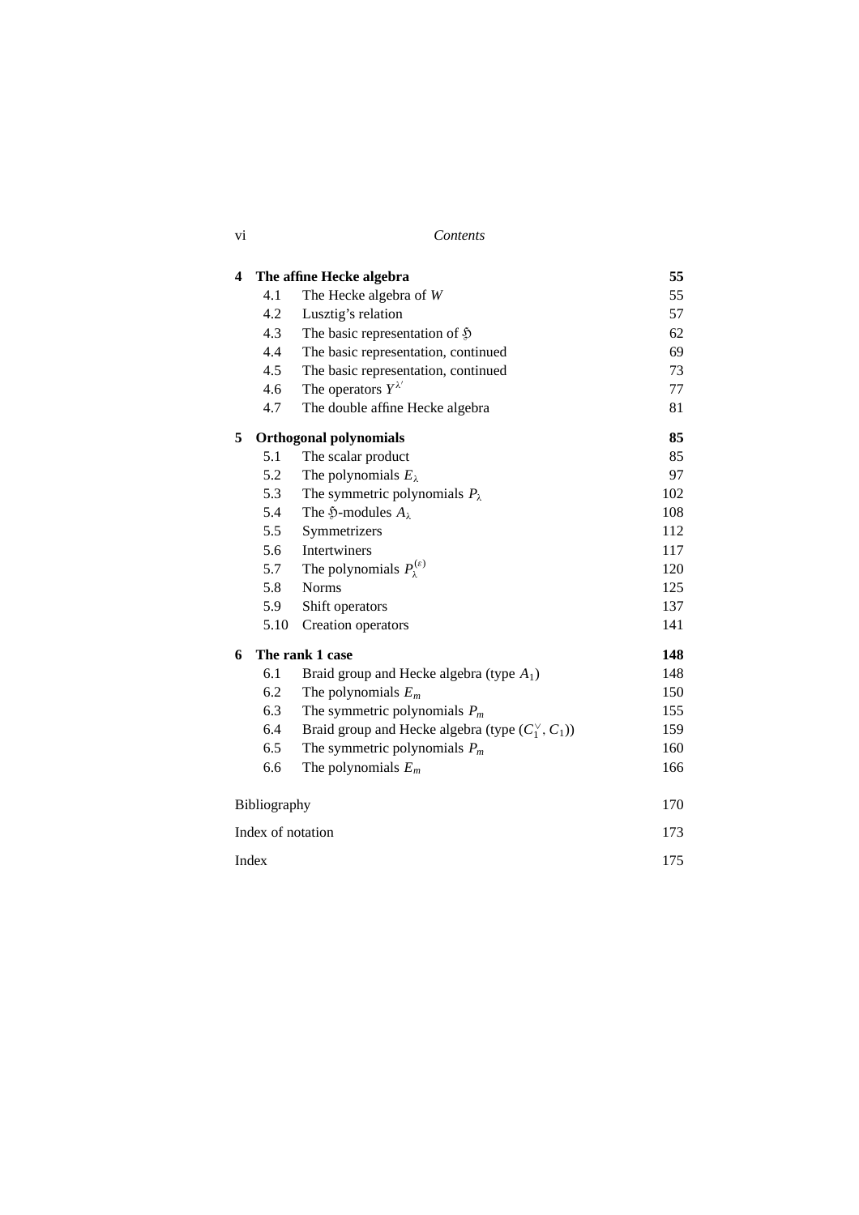| | | |
|---|---|---|
| **4** | **The affine Hecke algebra** | **55** |
| 4.1 | The Hecke algebra of $W$ | 55 |
| 4.2 | Lusztig's relation | 57 |
| 4.3 | The basic representation of $\mathfrak{H}$ | 62 |
| 4.4 | The basic representation, continued | 69 |
| 4.5 | The basic representation, continued | 73 |
| 4.6 | The operators $Y^{\lambda'}$ | 77 |
| 4.7 | The double affine Hecke algebra | 81 |
| **5** | **Orthogonal polynomials** | **85** |
| 5.1 | The scalar product | 85 |
| 5.2 | The polynomials $E_\lambda$ | 97 |
| 5.3 | The symmetric polynomials $P_\lambda$ | 102 |
| 5.4 | The $\mathfrak{H}$-modules $A_\lambda$ | 108 |
| 5.5 | Symmetrizers | 112 |
| 5.6 | Intertwiners | 117 |
| 5.7 | The polynomials $P_\lambda^{(\varepsilon)}$ | 120 |
| 5.8 | Norms | 125 |
| 5.9 | Shift operators | 137 |
| 5.10 | Creation operators | 141 |
| **6** | **The rank 1 case** | **148** |
| 6.1 | Braid group and Hecke algebra (type $A_1$) | 148 |
| 6.2 | The polynomials $E_m$ | 150 |
| 6.3 | The symmetric polynomials $P_m$ | 155 |
| 6.4 | Braid group and Hecke algebra (type $(C_1^\vee, C_1)$) | 159 |
| 6.5 | The symmetric polynomials $P_m$ | 160 |
| 6.6 | The polynomials $E_m$ | 166 |
| | Bibliography | 170 |
| | Index of notation | 173 |
| | Index | 175 |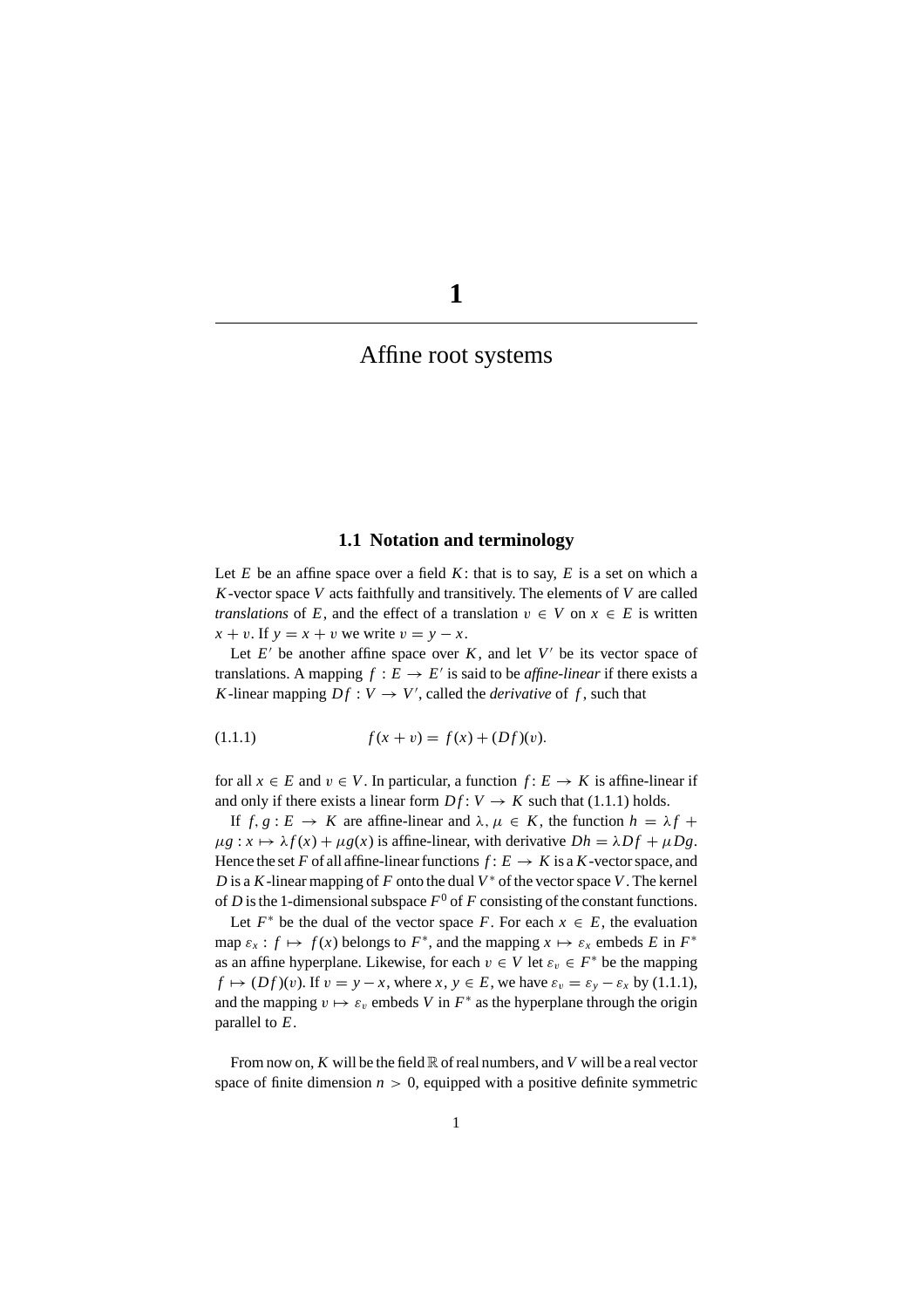# 1

# Affine root systems

## 1.1 Notation and terminology

Let $E$ be an affine space over a field $K$: that is to say, $E$ is a set on which a $K$-vector space $V$ acts faithfully and transitively. The elements of $V$ are called *translations* of $E$, and the effect of a translation $v \in V$ on $x \in E$ is written $x + v$. If $y = x + v$ we write $v = y - x$.

Let $E'$ be another affine space over $K$, and let $V'$ be its vector space of translations. A mapping $f : E \to E'$ is said to be *affine-linear* if there exists a $K$-linear mapping $Df : V \to V'$, called the *derivative* of $f$, such that

$$f(x + v) = f(x) + (Df)(v). \tag{1.1.1}$$

for all $x \in E$ and $v \in V$. In particular, a function $f: E \to K$ is affine-linear if and only if there exists a linear form $Df: V \to K$ such that (1.1.1) holds.

If $f, g : E \to K$ are affine-linear and $\lambda, \mu \in K$, the function $h = \lambda f + \mu g : x \mapsto \lambda f(x) + \mu g(x)$ is affine-linear, with derivative $Dh = \lambda Df + \mu Dg$. Hence the set $F$ of all affine-linear functions $f: E \to K$ is a $K$-vector space, and $D$ is a $K$-linear mapping of $F$ onto the dual $V^*$ of the vector space $V$. The kernel of $D$ is the 1-dimensional subspace $F^0$ of $F$ consisting of the constant functions.

Let $F^*$ be the dual of the vector space $F$. For each $x \in E$, the evaluation map $\varepsilon_x : f \mapsto f(x)$ belongs to $F^*$, and the mapping $x \mapsto \varepsilon_x$ embeds $E$ in $F^*$ as an affine hyperplane. Likewise, for each $v \in V$ let $\varepsilon_v \in F^*$ be the mapping $f \mapsto (Df)(v)$. If $v = y - x$, where $x, y \in E$, we have $\varepsilon_v = \varepsilon_y - \varepsilon_x$ by (1.1.1), and the mapping $v \mapsto \varepsilon_v$ embeds $V$ in $F^*$ as the hyperplane through the origin parallel to $E$.

From now on, $K$ will be the field $\mathbb{R}$ of real numbers, and $V$ will be a real vector space of finite dimension $n > 0$, equipped with a positive definite symmetric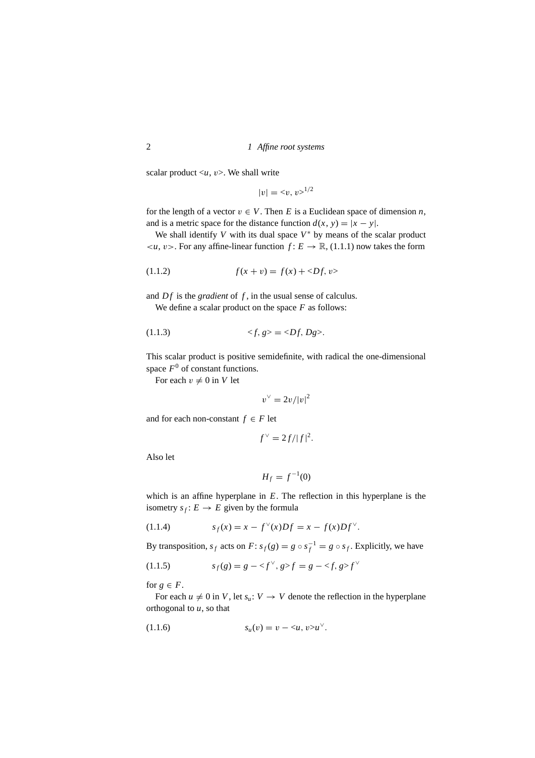scalar product $<u, v>$. We shall write

$$|v| = <v, v>^{1/2}$$

for the length of a vector $v \in V$. Then $E$ is a Euclidean space of dimension $n$, and is a metric space for the distance function $d(x, y) = |x - y|$.

We shall identify $V$ with its dual space $V^*$ by means of the scalar product $<u, v>$. For any affine-linear function $f: E \to \mathbb{R}$, (1.1.1) now takes the form

$$f(x + v) = f(x) + <Df, v> \tag{1.1.2}$$

and $Df$ is the *gradient* of $f$, in the usual sense of calculus.

We define a scalar product on the space $F$ as follows:

$$<f, g> = <Df, Dg>. \tag{1.1.3}$$

This scalar product is positive semidefinite, with radical the one-dimensional space $F^0$ of constant functions.

For each $v \neq 0$ in $V$ let

$$v^\vee = 2v/|v|^2$$

and for each non-constant $f \in F$ let

$$f^\vee = 2f/|f|^2.$$

Also let

$$H_f = f^{-1}(0)$$

which is an affine hyperplane in $E$. The reflection in this hyperplane is the isometry $s_f: E \to E$ given by the formula

$$s_f(x) = x - f^\vee(x)Df = x - f(x)Df^\vee. \tag{1.1.4}$$

By transposition, $s_f$ acts on $F$: $s_f(g) = g \circ s_f^{-1} = g \circ s_f$. Explicitly, we have

$$s_f(g) = g - <f^\vee, g> f = g - <f, g> f^\vee \tag{1.1.5}$$

for $g \in F$.

For each $u \neq 0$ in $V$, let $s_u: V \to V$ denote the reflection in the hyperplane orthogonal to $u$, so that

$$s_u(v) = v - <u, v>u^\vee. \tag{1.1.6}$$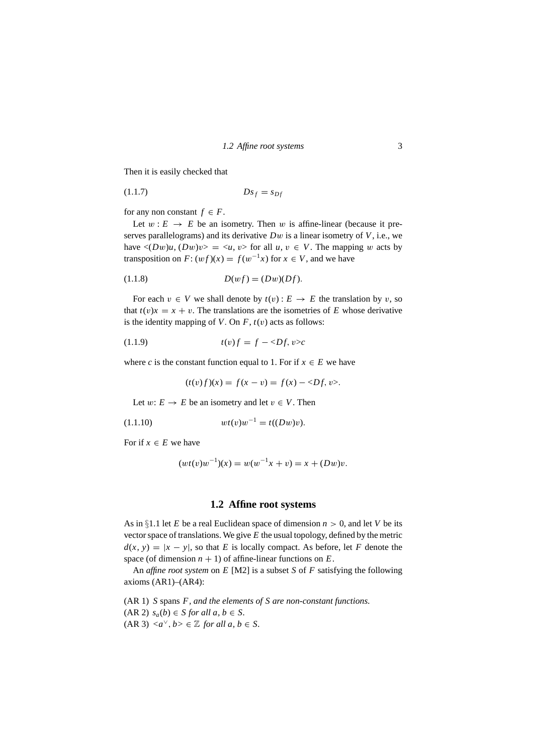Then it is easily checked that

$$Ds_f = s_{Df} \tag{1.1.7}$$

for any non constant $f \in F$.

Let $w : E \to E$ be an isometry. Then $w$ is affine-linear (because it preserves parallelograms) and its derivative $Dw$ is a linear isometry of $V$, i.e., we have $<(Dw)u, (Dw)v> = <u, v>$ for all $u, v \in V$. The mapping $w$ acts by transposition on $F$: $(wf)(x) = f(w^{-1}x)$ for $x \in V$, and we have

$$D(wf) = (Dw)(Df). \tag{1.1.8}$$

For each $v \in V$ we shall denote by $t(v) : E \to E$ the translation by $v$, so that $t(v)x = x + v$. The translations are the isometries of $E$ whose derivative is the identity mapping of $V$. On $F$, $t(v)$ acts as follows:

$$t(v)f = f - <Df, v>c \tag{1.1.9}$$

where $c$ is the constant function equal to 1. For if $x \in E$ we have

$$(t(v)f)(x) = f(x - v) = f(x) - <Df, v>.$$

Let $w$: $E \to E$ be an isometry and let $v \in V$. Then

$$wt(v)w^{-1} = t((Dw)v). \tag{1.1.10}$$

For if $x \in E$ we have

$$(wt(v)w^{-1})(x) = w(w^{-1}x + v) = x + (Dw)v.$$

## 1.2 Affine root systems

As in §1.1 let $E$ be a real Euclidean space of dimension $n > 0$, and let $V$ be its vector space of translations. We give $E$ the usual topology, defined by the metric $d(x, y) = |x - y|$, so that $E$ is locally compact. As before, let $F$ denote the space (of dimension $n + 1$) of affine-linear functions on $E$.

An *affine root system* on $E$ [M2] is a subset $S$ of $F$ satisfying the following axioms (AR1)–(AR4):

(AR 1) *$S$ spans $F$, and the elements of $S$ are non-constant functions.*
(AR 2) *$s_a(b) \in S$ for all $a, b \in S$.*
(AR 3) *$<a^\vee, b> \in \mathbb{Z}$ for all $a, b \in S$.*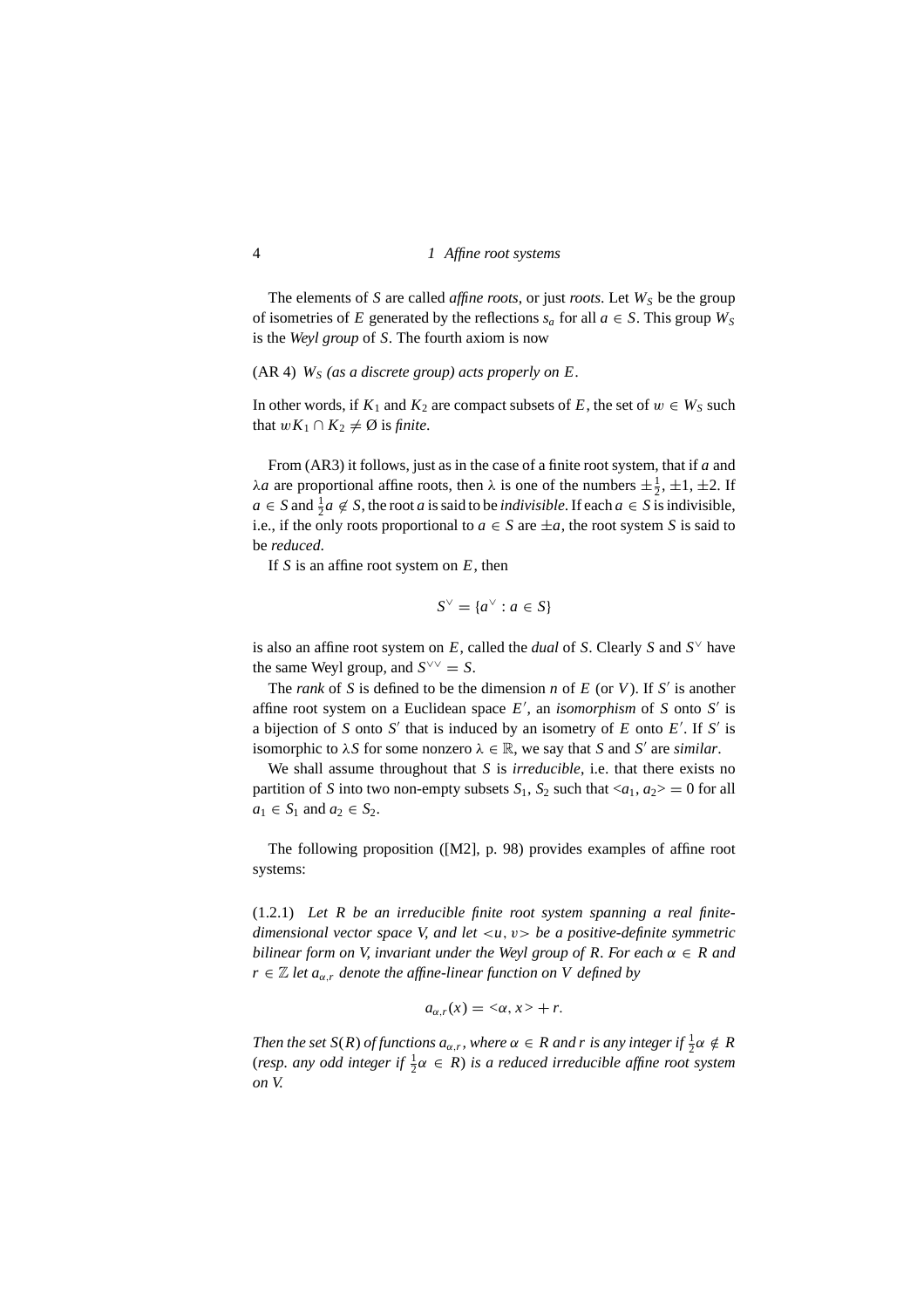The elements of $S$ are called *affine roots*, or just *roots*. Let $W_S$ be the group of isometries of $E$ generated by the reflections $s_a$ for all $a \in S$. This group $W_S$ is the *Weyl group* of $S$. The fourth axiom is now

(AR 4) *$W_S$ (as a discrete group) acts properly on $E$.*

In other words, if $K_1$ and $K_2$ are compact subsets of $E$, the set of $w \in W_S$ such that $wK_1 \cap K_2 \neq \emptyset$ is *finite*.

From (AR3) it follows, just as in the case of a finite root system, that if $a$ and $\lambda a$ are proportional affine roots, then $\lambda$ is one of the numbers $\pm\frac{1}{2}, \pm 1, \pm 2$. If $a \in S$ and $\frac{1}{2}a \notin S$, the root $a$ is said to be *indivisible*. If each $a \in S$ is indivisible, i.e., if the only roots proportional to $a \in S$ are $\pm a$, the root system $S$ is said to be *reduced*.

If $S$ is an affine root system on $E$, then

$$S^\vee = \{a^\vee : a \in S\}$$

is also an affine root system on $E$, called the *dual* of $S$. Clearly $S$ and $S^\vee$ have the same Weyl group, and $S^{\vee\vee} = S$.

The *rank* of $S$ is defined to be the dimension $n$ of $E$ (or $V$). If $S'$ is another affine root system on a Euclidean space $E'$, an *isomorphism* of $S$ onto $S'$ is a bijection of $S$ onto $S'$ that is induced by an isometry of $E$ onto $E'$. If $S'$ is isomorphic to $\lambda S$ for some nonzero $\lambda \in \mathbb{R}$, we say that $S$ and $S'$ are *similar*.

We shall assume throughout that $S$ is *irreducible*, i.e. that there exists no partition of $S$ into two non-empty subsets $S_1$, $S_2$ such that $<a_1, a_2> = 0$ for all $a_1 \in S_1$ and $a_2 \in S_2$.

The following proposition ([M2], p. 98) provides examples of affine root systems:

(1.2.1) *Let $R$ be an irreducible finite root system spanning a real finite-dimensional vector space $V$, and let $<u, v>$ be a positive-definite symmetric bilinear form on $V$, invariant under the Weyl group of $R$. For each $\alpha \in R$ and $r \in \mathbb{Z}$ let $a_{\alpha,r}$ denote the affine-linear function on $V$ defined by*

$$a_{\alpha,r}(x) = <\alpha, x> + r.$$

*Then the set $S(R)$ of functions $a_{\alpha,r}$, where $\alpha \in R$ and $r$ is any integer if $\frac{1}{2}\alpha \notin R$ (resp. any odd integer if $\frac{1}{2}\alpha \in R$) is a reduced irreducible affine root system on $V$.*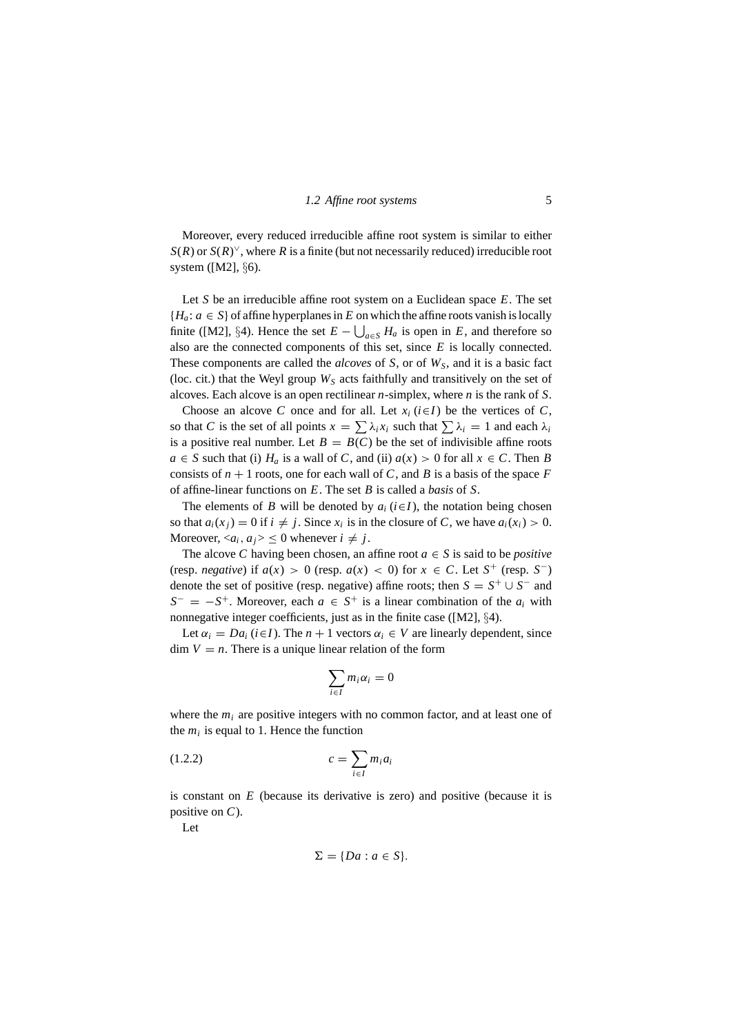Moreover, every reduced irreducible affine root system is similar to either $S(R)$ or $S(R)^\vee$, where $R$ is a finite (but not necessarily reduced) irreducible root system ([M2], §6).

Let $S$ be an irreducible affine root system on a Euclidean space $E$. The set $\{H_a : a \in S\}$ of affine hyperplanes in $E$ on which the affine roots vanish is locally finite ([M2], §4). Hence the set $E - \bigcup_{a \in S} H_a$ is open in $E$, and therefore so also are the connected components of this set, since $E$ is locally connected. These components are called the *alcoves* of $S$, or of $W_S$, and it is a basic fact (loc. cit.) that the Weyl group $W_S$ acts faithfully and transitively on the set of alcoves. Each alcove is an open rectilinear $n$-simplex, where $n$ is the rank of $S$.

Choose an alcove $C$ once and for all. Let $x_i$ $(i \in I)$ be the vertices of $C$, so that $C$ is the set of all points $x = \sum \lambda_i x_i$ such that $\sum \lambda_i = 1$ and each $\lambda_i$ is a positive real number. Let $B = B(C)$ be the set of indivisible affine roots $a \in S$ such that (i) $H_a$ is a wall of $C$, and (ii) $a(x) > 0$ for all $x \in C$. Then $B$ consists of $n + 1$ roots, one for each wall of $C$, and $B$ is a basis of the space $F$ of affine-linear functions on $E$. The set $B$ is called a *basis* of $S$.

The elements of $B$ will be denoted by $a_i$ $(i \in I)$, the notation being chosen so that $a_i(x_j) = 0$ if $i \neq j$. Since $x_i$ is in the closure of $C$, we have $a_i(x_i) > 0$. Moreover, $<a_i, a_j> \leq 0$ whenever $i \neq j$.

The alcove $C$ having been chosen, an affine root $a \in S$ is said to be *positive* (resp. *negative*) if $a(x) > 0$ (resp. $a(x) < 0$) for $x \in C$. Let $S^+$ (resp. $S^-$) denote the set of positive (resp. negative) affine roots; then $S = S^+ \cup S^-$ and $S^- = -S^+$. Moreover, each $a \in S^+$ is a linear combination of the $a_i$ with nonnegative integer coefficients, just as in the finite case ([M2], §4).

Let $\alpha_i = Da_i$ $(i \in I)$. The $n + 1$ vectors $\alpha_i \in V$ are linearly dependent, since $\dim V = n$. There is a unique linear relation of the form

$$\sum_{i \in I} m_i \alpha_i = 0$$

where the $m_i$ are positive integers with no common factor, and at least one of the $m_i$ is equal to 1. Hence the function

$$c = \sum_{i \in I} m_i a_i \tag{1.2.2}$$

is constant on $E$ (because its derivative is zero) and positive (because it is positive on $C$).

Let

$$\Sigma = \{Da : a \in S\}.$$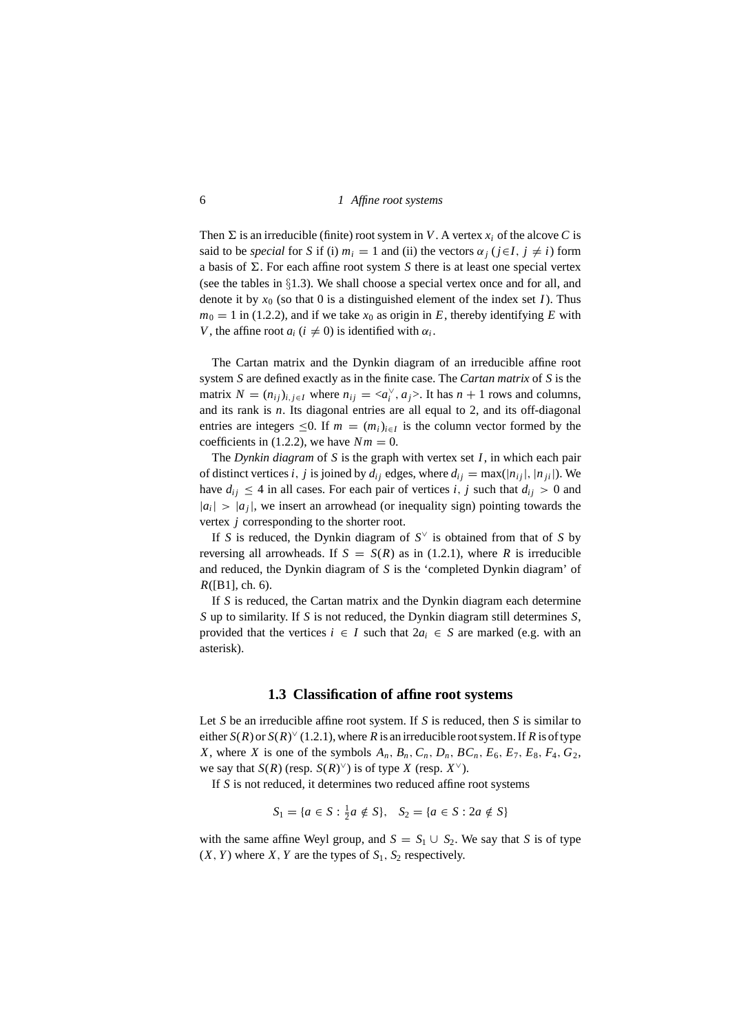Then $\Sigma$ is an irreducible (finite) root system in $V$. A vertex $x_i$ of the alcove $C$ is said to be *special* for $S$ if (i) $m_i = 1$ and (ii) the vectors $\alpha_j$ ($j \in I$, $j \neq i$) form a basis of $\Sigma$. For each affine root system $S$ there is at least one special vertex (see the tables in §1.3). We shall choose a special vertex once and for all, and denote it by $x_0$ (so that 0 is a distinguished element of the index set $I$). Thus $m_0 = 1$ in (1.2.2), and if we take $x_0$ as origin in $E$, thereby identifying $E$ with $V$, the affine root $a_i$ ($i \neq 0$) is identified with $\alpha_i$.

The Cartan matrix and the Dynkin diagram of an irreducible affine root system $S$ are defined exactly as in the finite case. The *Cartan matrix* of $S$ is the matrix $N = (n_{ij})_{i,j \in I}$ where $n_{ij} = \langle a_i^\vee, a_j \rangle$. It has $n + 1$ rows and columns, and its rank is $n$. Its diagonal entries are all equal to 2, and its off-diagonal entries are integers $\leq 0$. If $m = (m_i)_{i \in I}$ is the column vector formed by the coefficients in (1.2.2), we have $Nm = 0$.

The *Dynkin diagram* of $S$ is the graph with vertex set $I$, in which each pair of distinct vertices $i, j$ is joined by $d_{ij}$ edges, where $d_{ij} = \max(|n_{ij}|, |n_{ji}|)$. We have $d_{ij} \leq 4$ in all cases. For each pair of vertices $i, j$ such that $d_{ij} > 0$ and $|a_i| > |a_j|$, we insert an arrowhead (or inequality sign) pointing towards the vertex $j$ corresponding to the shorter root.

If $S$ is reduced, the Dynkin diagram of $S^\vee$ is obtained from that of $S$ by reversing all arrowheads. If $S = S(R)$ as in (1.2.1), where $R$ is irreducible and reduced, the Dynkin diagram of $S$ is the 'completed Dynkin diagram' of $R$([B1], ch. 6).

If $S$ is reduced, the Cartan matrix and the Dynkin diagram each determine $S$ up to similarity. If $S$ is not reduced, the Dynkin diagram still determines $S$, provided that the vertices $i \in I$ such that $2a_i \in S$ are marked (e.g. with an asterisk).

## 1.3 Classification of affine root systems

Let $S$ be an irreducible affine root system. If $S$ is reduced, then $S$ is similar to either $S(R)$ or $S(R)^\vee$ (1.2.1), where $R$ is an irreducible root system. If $R$ is of type $X$, where $X$ is one of the symbols $A_n, B_n, C_n, D_n, BC_n, E_6, E_7, E_8, F_4, G_2$, we say that $S(R)$ (resp. $S(R)^\vee$) is of type $X$ (resp. $X^\vee$).

If $S$ is not reduced, it determines two reduced affine root systems

$$S_1 = \{a \in S : \tfrac{1}{2}a \notin S\}, \quad S_2 = \{a \in S : 2a \notin S\}$$

with the same affine Weyl group, and $S = S_1 \cup S_2$. We say that $S$ is of type $(X, Y)$ where $X, Y$ are the types of $S_1, S_2$ respectively.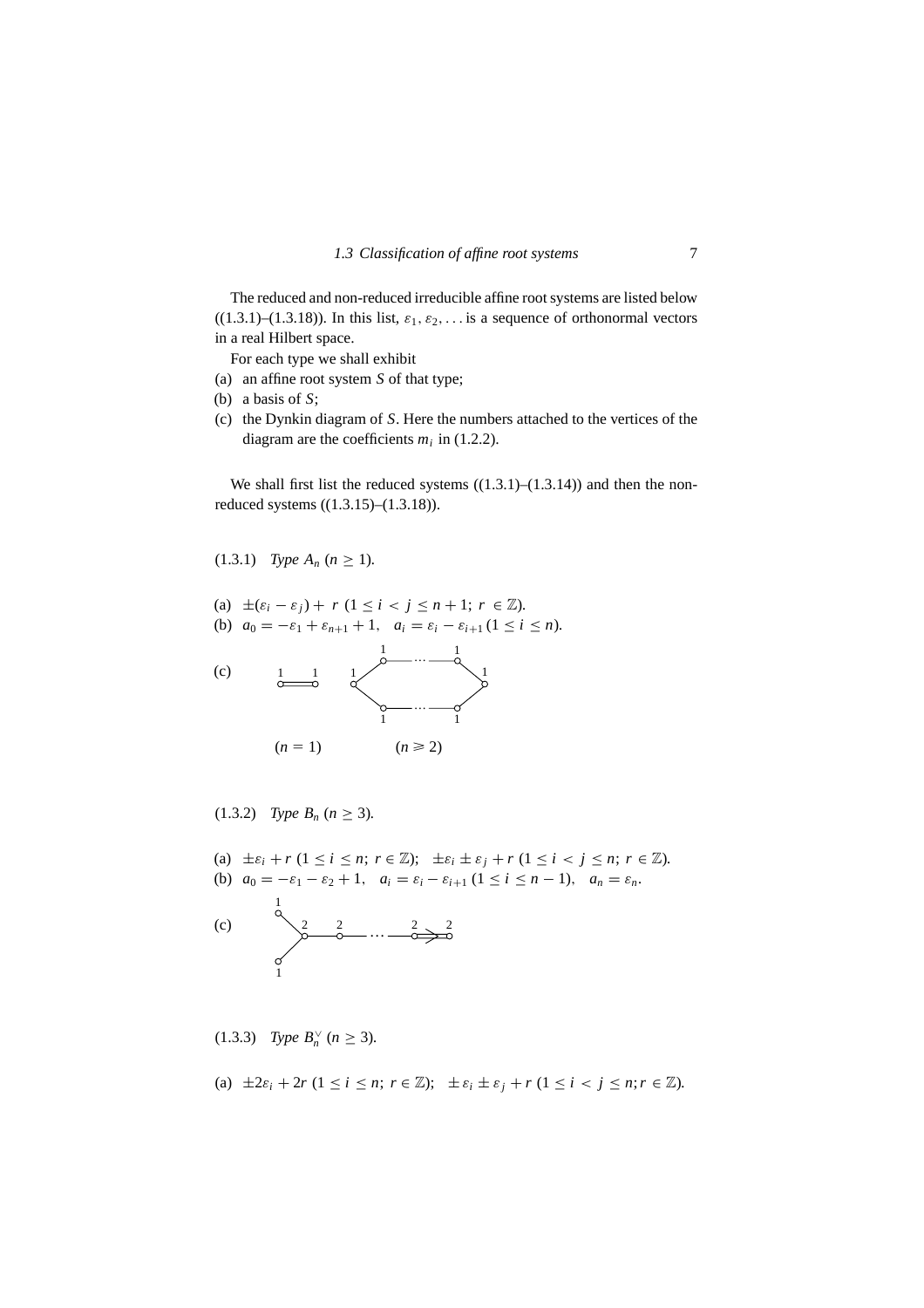The reduced and non-reduced irreducible affine root systems are listed below ((1.3.1)–(1.3.18)). In this list, $\varepsilon_1, \varepsilon_2, \ldots$ is a sequence of orthonormal vectors in a real Hilbert space.

For each type we shall exhibit

(a) an affine root system $S$ of that type;
(b) a basis of $S$;
(c) the Dynkin diagram of $S$. Here the numbers attached to the vertices of the diagram are the coefficients $m_i$ in (1.2.2).

We shall first list the reduced systems ((1.3.1)–(1.3.14)) and then the non-reduced systems ((1.3.15)–(1.3.18)).

(1.3.1) *Type $A_n$ ($n \geq 1$).*

(a) $\pm(\varepsilon_i - \varepsilon_j) + r$ $(1 \leq i < j \leq n+1;\ r \in \mathbb{Z})$.
(b) $a_0 = -\varepsilon_1 + \varepsilon_{n+1} + 1, \quad a_i = \varepsilon_i - \varepsilon_{i+1}\ (1 \leq i \leq n)$.
(c)

($n = 1$) ($n \geqslant 2$)

(1.3.2) *Type $B_n$ ($n \geq 3$).*

(a) $\pm\varepsilon_i + r$ $(1 \leq i \leq n;\ r \in \mathbb{Z})$; $\pm\varepsilon_i \pm \varepsilon_j + r$ $(1 \leq i < j \leq n;\ r \in \mathbb{Z})$.
(b) $a_0 = -\varepsilon_1 - \varepsilon_2 + 1, \quad a_i = \varepsilon_i - \varepsilon_{i+1}\ (1 \leq i \leq n-1), \quad a_n = \varepsilon_n$.
(c)

(1.3.3) *Type $B_n^\vee$ ($n \geq 3$).*

(a) $\pm 2\varepsilon_i + 2r$ $(1 \leq i \leq n;\ r \in \mathbb{Z})$; $\pm\varepsilon_i \pm \varepsilon_j + r$ $(1 \leq i < j \leq n; r \in \mathbb{Z})$.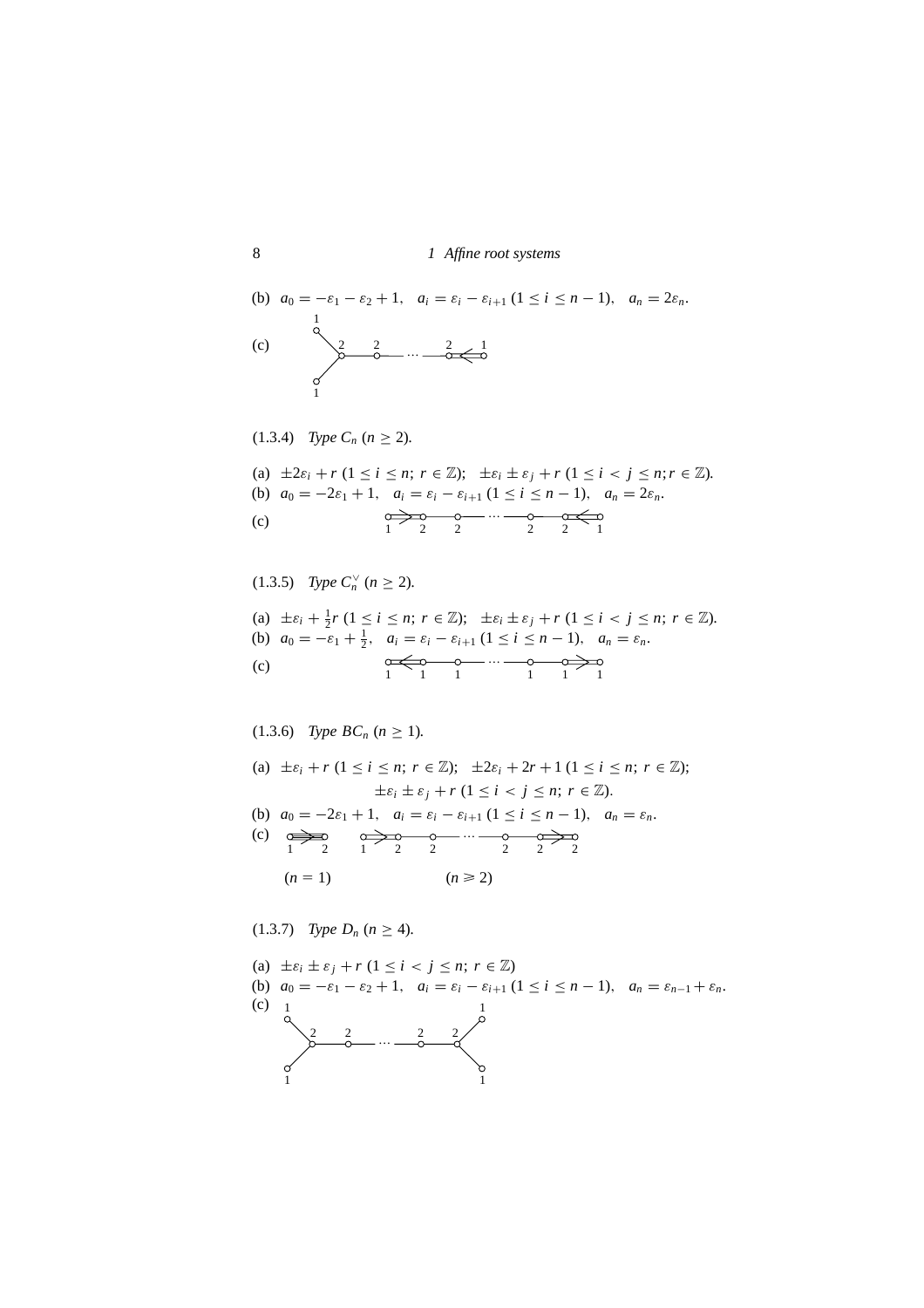(b) $a_0 = -\varepsilon_1 - \varepsilon_2 + 1, \quad a_i = \varepsilon_i - \varepsilon_{i+1}\ (1 \le i \le n-1), \quad a_n = 2\varepsilon_n.$

(c)

(1.3.4) *Type* $C_n$ ($n \ge 2$).

(a) $\pm 2\varepsilon_i + r\ (1 \le i \le n;\ r \in \mathbb{Z}); \quad \pm\varepsilon_i \pm \varepsilon_j + r\ (1 \le i < j \le n; r \in \mathbb{Z}).$

(b) $a_0 = -2\varepsilon_1 + 1, \quad a_i = \varepsilon_i - \varepsilon_{i+1}\ (1 \le i \le n-1), \quad a_n = 2\varepsilon_n.$

(c)

(1.3.5) *Type* $C_n^\vee$ ($n \ge 2$).

(a) $\pm\varepsilon_i + \frac{1}{2}r\ (1 \le i \le n;\ r \in \mathbb{Z}); \quad \pm\varepsilon_i \pm \varepsilon_j + r\ (1 \le i < j \le n;\ r \in \mathbb{Z}).$

(b) $a_0 = -\varepsilon_1 + \frac{1}{2}, \quad a_i = \varepsilon_i - \varepsilon_{i+1}\ (1 \le i \le n-1), \quad a_n = \varepsilon_n.$

(c)

(1.3.6) *Type* $BC_n$ ($n \ge 1$).

(a) $\pm\varepsilon_i + r\ (1 \le i \le n;\ r \in \mathbb{Z}); \quad \pm 2\varepsilon_i + 2r + 1\ (1 \le i \le n;\ r \in \mathbb{Z});$

$$\pm\varepsilon_i \pm \varepsilon_j + r\ (1 \le i < j \le n;\ r \in \mathbb{Z}).$$

(b) $a_0 = -2\varepsilon_1 + 1, \quad a_i = \varepsilon_i - \varepsilon_{i+1}\ (1 \le i \le n-1), \quad a_n = \varepsilon_n.$

(c)

($n = 1$) ($n \geqslant 2$)

(1.3.7) *Type* $D_n$ ($n \ge 4$).

(a) $\pm\varepsilon_i \pm \varepsilon_j + r\ (1 \le i < j \le n;\ r \in \mathbb{Z})$

(b) $a_0 = -\varepsilon_1 - \varepsilon_2 + 1, \quad a_i = \varepsilon_i - \varepsilon_{i+1}\ (1 \le i \le n-1), \quad a_n = \varepsilon_{n-1} + \varepsilon_n.$

(c)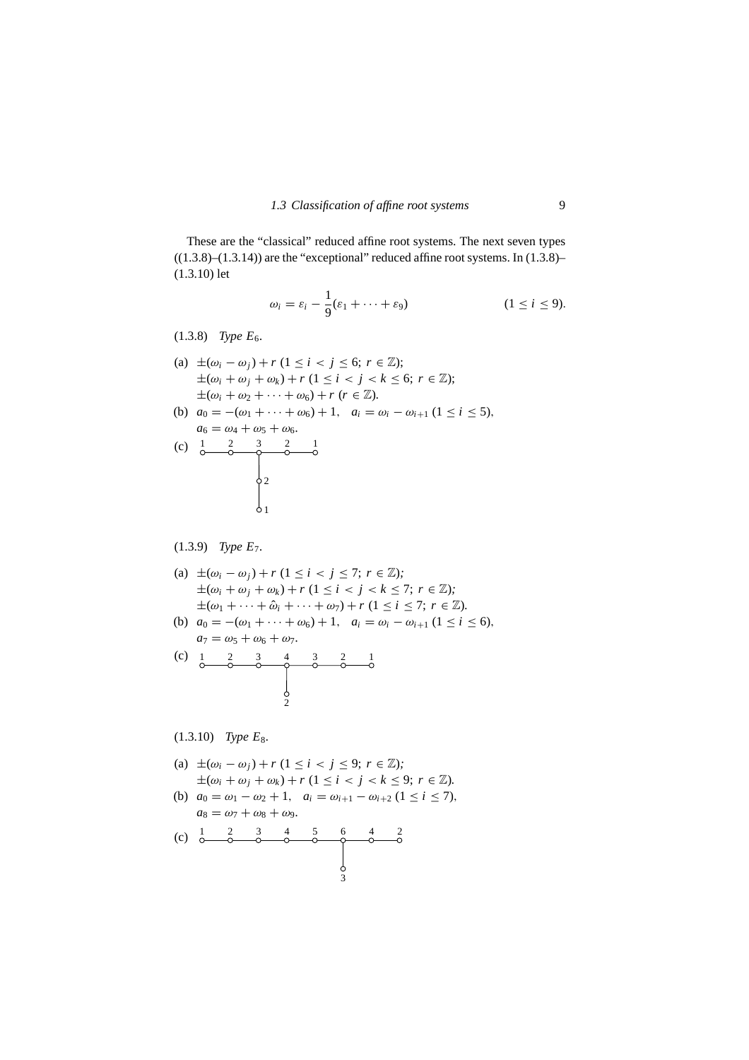These are the "classical" reduced affine root systems. The next seven types ((1.3.8)–(1.3.14)) are the "exceptional" reduced affine root systems. In (1.3.8)–(1.3.10) let

$$\omega_i = \varepsilon_i - \frac{1}{9}(\varepsilon_1 + \cdots + \varepsilon_9) \qquad (1 \leq i \leq 9).$$

(1.3.8) *Type* $E_6$.

(a) $\pm(\omega_i - \omega_j) + r$ $(1 \leq i < j \leq 6;\ r \in \mathbb{Z})$;
$\pm(\omega_i + \omega_j + \omega_k) + r$ $(1 \leq i < j < k \leq 6;\ r \in \mathbb{Z})$;
$\pm(\omega_i + \omega_2 + \cdots + \omega_6) + r$ $(r \in \mathbb{Z})$.

(b) $a_0 = -(\omega_1 + \cdots + \omega_6) + 1, \quad a_i = \omega_i - \omega_{i+1}$ $(1 \leq i \leq 5)$,
$a_6 = \omega_4 + \omega_5 + \omega_6$.

(c) Dynkin diagram: horizontal chain of nodes labelled 1 — 2 — 3 — 2 — 1; attached to the middle node (3) a vertical chain of nodes labelled 2 — 1.

(1.3.9) *Type* $E_7$.

(a) $\pm(\omega_i - \omega_j) + r$ $(1 \leq i < j \leq 7;\ r \in \mathbb{Z})$;
$\pm(\omega_i + \omega_j + \omega_k) + r$ $(1 \leq i < j < k \leq 7;\ r \in \mathbb{Z})$;
$\pm(\omega_1 + \cdots + \hat{\omega}_i + \cdots + \omega_7) + r$ $(1 \leq i \leq 7;\ r \in \mathbb{Z})$.

(b) $a_0 = -(\omega_1 + \cdots + \omega_6) + 1, \quad a_i = \omega_i - \omega_{i+1}$ $(1 \leq i \leq 6)$,
$a_7 = \omega_5 + \omega_6 + \omega_7$.

(c) Dynkin diagram: horizontal chain of nodes labelled 1 — 2 — 3 — 4 — 3 — 2 — 1; attached to the middle node (4) a node labelled 2.

(1.3.10) *Type* $E_8$.

(a) $\pm(\omega_i - \omega_j) + r$ $(1 \leq i < j \leq 9;\ r \in \mathbb{Z})$;
$\pm(\omega_i + \omega_j + \omega_k) + r$ $(1 \leq i < j < k \leq 9;\ r \in \mathbb{Z})$.

(b) $a_0 = \omega_1 - \omega_2 + 1, \quad a_i = \omega_{i+1} - \omega_{i+2}$ $(1 \leq i \leq 7)$,
$a_8 = \omega_7 + \omega_8 + \omega_9$.

(c) Dynkin diagram: horizontal chain of nodes labelled 1 — 2 — 3 — 4 — 5 — 6 — 4 — 2; attached to the node labelled 6 a node labelled 3.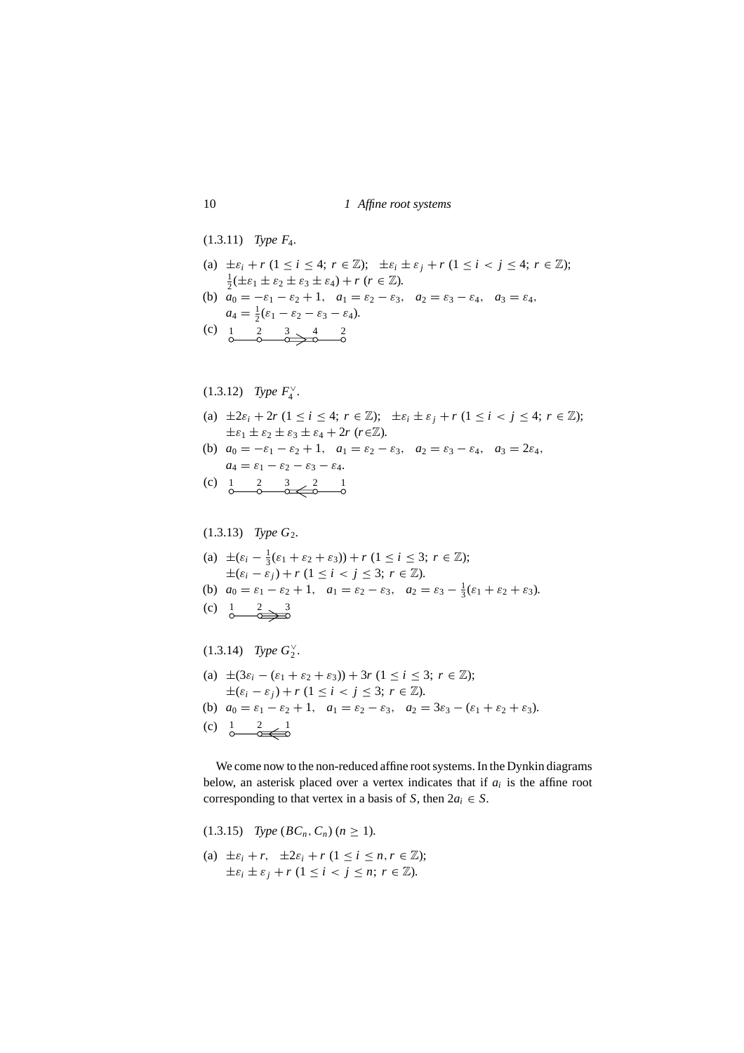(1.3.11) *Type* $F_4$.

(a) $\pm\varepsilon_i + r$ $(1 \le i \le 4;\ r \in \mathbb{Z})$; $\pm\varepsilon_i \pm \varepsilon_j + r$ $(1 \le i < j \le 4;\ r \in \mathbb{Z})$; $\frac{1}{2}(\pm\varepsilon_1 \pm \varepsilon_2 \pm \varepsilon_3 \pm \varepsilon_4) + r$ $(r \in \mathbb{Z})$.

(b) $a_0 = -\varepsilon_1 - \varepsilon_2 + 1$, $a_1 = \varepsilon_2 - \varepsilon_3$, $a_2 = \varepsilon_3 - \varepsilon_4$, $a_3 = \varepsilon_4$, $a_4 = \frac{1}{2}(\varepsilon_1 - \varepsilon_2 - \varepsilon_3 - \varepsilon_4)$.

(c) 1 — 2 — 3 ⇒ 4 — 2

(1.3.12) *Type* $F_4^\vee$.

(a) $\pm 2\varepsilon_i + 2r$ $(1 \le i \le 4;\ r \in \mathbb{Z})$; $\pm\varepsilon_i \pm \varepsilon_j + r$ $(1 \le i < j \le 4;\ r \in \mathbb{Z})$; $\pm\varepsilon_1 \pm \varepsilon_2 \pm \varepsilon_3 \pm \varepsilon_4 + 2r$ $(r \in \mathbb{Z})$.

(b) $a_0 = -\varepsilon_1 - \varepsilon_2 + 1$, $a_1 = \varepsilon_2 - \varepsilon_3$, $a_2 = \varepsilon_3 - \varepsilon_4$, $a_3 = 2\varepsilon_4$, $a_4 = \varepsilon_1 - \varepsilon_2 - \varepsilon_3 - \varepsilon_4$.

(c) 1 — 2 — 3 ⇐ 2 — 1

(1.3.13) *Type* $G_2$.

(a) $\pm(\varepsilon_i - \frac{1}{3}(\varepsilon_1 + \varepsilon_2 + \varepsilon_3)) + r$ $(1 \le i \le 3;\ r \in \mathbb{Z})$; $\pm(\varepsilon_i - \varepsilon_j) + r$ $(1 \le i < j \le 3;\ r \in \mathbb{Z})$.

(b) $a_0 = \varepsilon_1 - \varepsilon_2 + 1$, $a_1 = \varepsilon_2 - \varepsilon_3$, $a_2 = \varepsilon_3 - \frac{1}{3}(\varepsilon_1 + \varepsilon_2 + \varepsilon_3)$.

(c) 1 — 2 ⇛ 3

(1.3.14) *Type* $G_2^\vee$.

(a) $\pm(3\varepsilon_i - (\varepsilon_1 + \varepsilon_2 + \varepsilon_3)) + 3r$ $(1 \le i \le 3;\ r \in \mathbb{Z})$; $\pm(\varepsilon_i - \varepsilon_j) + r$ $(1 \le i < j \le 3;\ r \in \mathbb{Z})$.

(b) $a_0 = \varepsilon_1 - \varepsilon_2 + 1$, $a_1 = \varepsilon_2 - \varepsilon_3$, $a_2 = 3\varepsilon_3 - (\varepsilon_1 + \varepsilon_2 + \varepsilon_3)$.

(c) 1 — 2 ⇚ 1

We come now to the non-reduced affine root systems. In the Dynkin diagrams below, an asterisk placed over a vertex indicates that if $a_i$ is the affine root corresponding to that vertex in a basis of $S$, then $2a_i \in S$.

(1.3.15) *Type* $(BC_n, C_n)$ $(n \ge 1)$.

(a) $\pm\varepsilon_i + r$, $\pm 2\varepsilon_i + r$ $(1 \le i \le n, r \in \mathbb{Z})$; $\pm\varepsilon_i \pm \varepsilon_j + r$ $(1 \le i < j \le n;\ r \in \mathbb{Z})$.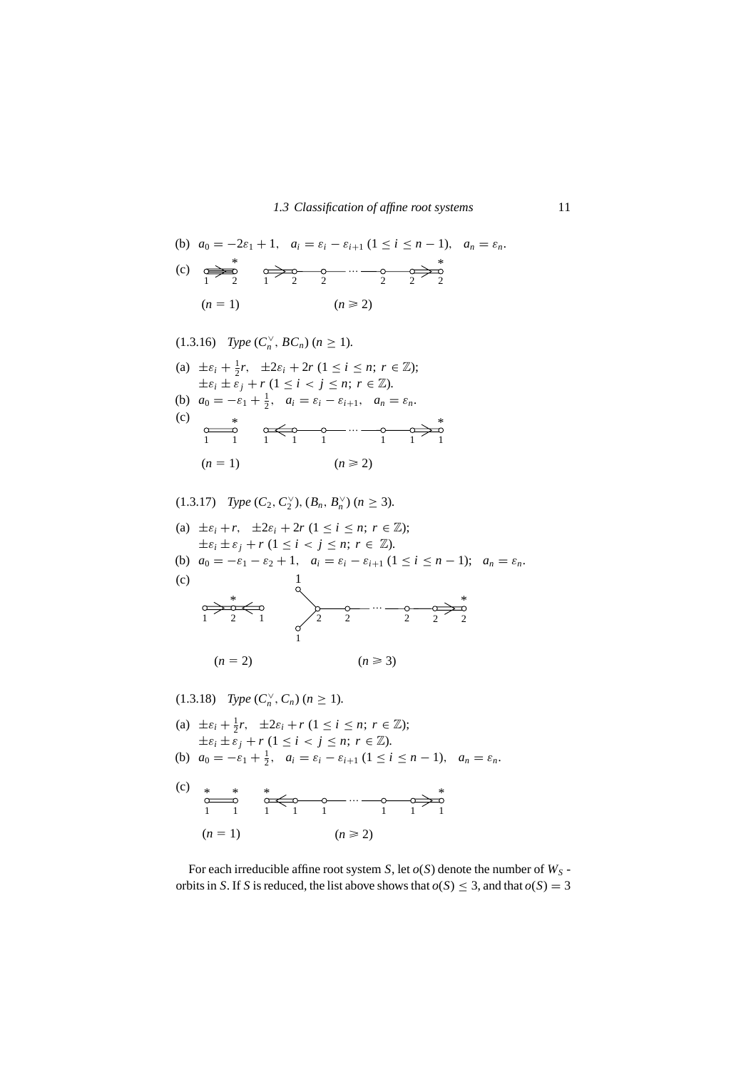(b) $a_0 = -2\varepsilon_1 + 1, \quad a_i = \varepsilon_i - \varepsilon_{i+1}\ (1 \le i \le n-1), \quad a_n = \varepsilon_n.$

(c)

$(n = 1)$ $\qquad\qquad$ $(n \geqslant 2)$

(1.3.16) *Type* $(C_n^\vee, BC_n)$ $(n \ge 1)$.

(a) $\pm\varepsilon_i + \frac{1}{2}r, \quad \pm 2\varepsilon_i + 2r\ (1 \le i \le n;\ r \in \mathbb{Z});$
$\pm\varepsilon_i \pm \varepsilon_j + r\ (1 \le i < j \le n;\ r \in \mathbb{Z}).$

(b) $a_0 = -\varepsilon_1 + \frac{1}{2}, \quad a_i = \varepsilon_i - \varepsilon_{i+1}, \quad a_n = \varepsilon_n.$

(c)

$(n = 1)$ $\qquad\qquad$ $(n \geqslant 2)$

(1.3.17) *Type* $(C_2, C_2^\vee), (B_n, B_n^\vee)$ $(n \ge 3)$.

(a) $\pm\varepsilon_i + r, \quad \pm 2\varepsilon_i + 2r\ (1 \le i \le n;\ r \in \mathbb{Z});$
$\pm\varepsilon_i \pm \varepsilon_j + r\ (1 \le i < j \le n;\ r \in \mathbb{Z}).$

(b) $a_0 = -\varepsilon_1 - \varepsilon_2 + 1, \quad a_i = \varepsilon_i - \varepsilon_{i+1}\ (1 \le i \le n-1); \quad a_n = \varepsilon_n.$

(c)

$(n = 2)$ $\qquad\qquad$ $(n \geqslant 3)$

(1.3.18) *Type* $(C_n^\vee, C_n)$ $(n \ge 1)$.

(a) $\pm\varepsilon_i + \frac{1}{2}r, \quad \pm 2\varepsilon_i + r\ (1 \le i \le n;\ r \in \mathbb{Z});$
$\pm\varepsilon_i \pm \varepsilon_j + r\ (1 \le i < j \le n;\ r \in \mathbb{Z}).$

(b) $a_0 = -\varepsilon_1 + \frac{1}{2}, \quad a_i = \varepsilon_i - \varepsilon_{i+1}\ (1 \le i \le n-1), \quad a_n = \varepsilon_n.$

(c)

$(n = 1)$ $\qquad\qquad$ $(n \geqslant 2)$

For each irreducible affine root system $S$, let $o(S)$ denote the number of $W_S$-orbits in $S$. If $S$ is reduced, the list above shows that $o(S) \le 3$, and that $o(S) = 3$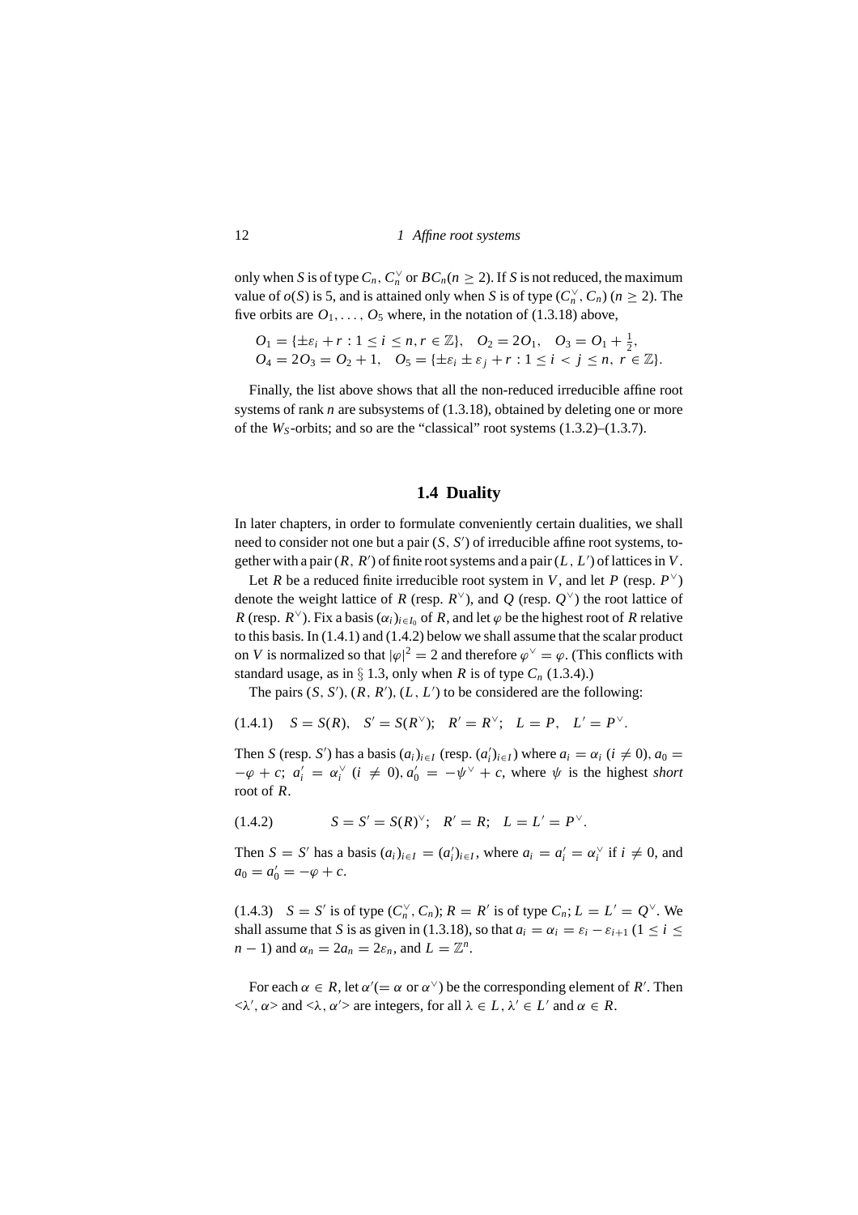only when $S$ is of type $C_n$, $C_n^\vee$ or $BC_n (n \geq 2)$. If $S$ is not reduced, the maximum value of $o(S)$ is 5, and is attained only when $S$ is of type $(C_n^\vee, C_n)$ $(n \geq 2)$. The five orbits are $O_1, \ldots, O_5$ where, in the notation of (1.3.18) above,

$$O_1 = \{\pm\varepsilon_i + r : 1 \leq i \leq n, r \in \mathbb{Z}\}, \quad O_2 = 2O_1, \quad O_3 = O_1 + \tfrac{1}{2},$$
$$O_4 = 2O_3 = O_2 + 1, \quad O_5 = \{\pm\varepsilon_i \pm \varepsilon_j + r : 1 \leq i < j \leq n, \; r \in \mathbb{Z}\}.$$

Finally, the list above shows that all the non-reduced irreducible affine root systems of rank $n$ are subsystems of (1.3.18), obtained by deleting one or more of the $W_S$-orbits; and so are the "classical" root systems (1.3.2)–(1.3.7).

## 1.4 Duality

In later chapters, in order to formulate conveniently certain dualities, we shall need to consider not one but a pair $(S, S')$ of irreducible affine root systems, together with a pair $(R, R')$ of finite root systems and a pair $(L, L')$ of lattices in $V$.

Let $R$ be a reduced finite irreducible root system in $V$, and let $P$ (resp. $P^\vee$) denote the weight lattice of $R$ (resp. $R^\vee$), and $Q$ (resp. $Q^\vee$) the root lattice of $R$ (resp. $R^\vee$). Fix a basis $(\alpha_i)_{i \in I_0}$ of $R$, and let $\varphi$ be the highest root of $R$ relative to this basis. In (1.4.1) and (1.4.2) below we shall assume that the scalar product on $V$ is normalized so that $|\varphi|^2 = 2$ and therefore $\varphi^\vee = \varphi$. (This conflicts with standard usage, as in § 1.3, only when $R$ is of type $C_n$ (1.3.4).)

The pairs $(S, S')$, $(R, R')$, $(L, L')$ to be considered are the following:

(1.4.1) $\quad S = S(R), \quad S' = S(R^\vee); \quad R' = R^\vee; \quad L = P, \quad L' = P^\vee.$

Then $S$ (resp. $S'$) has a basis $(a_i)_{i \in I}$ (resp. $(a'_i)_{i \in I}$) where $a_i = \alpha_i$ $(i \neq 0)$, $a_0 = -\varphi + c$; $a'_i = \alpha_i^\vee$ $(i \neq 0)$, $a'_0 = -\psi^\vee + c$, where $\psi$ is the highest *short* root of $R$.

(1.4.2) $\quad S = S' = S(R)^\vee; \quad R' = R; \quad L = L' = P^\vee.$

Then $S = S'$ has a basis $(a_i)_{i \in I} = (a'_i)_{i \in I}$, where $a_i = a'_i = \alpha_i^\vee$ if $i \neq 0$, and $a_0 = a'_0 = -\varphi + c$.

(1.4.3) $\quad S = S'$ is of type $(C_n^\vee, C_n)$; $R = R'$ is of type $C_n$; $L = L' = Q^\vee$. We shall assume that $S$ is as given in (1.3.18), so that $a_i = \alpha_i = \varepsilon_i - \varepsilon_{i+1}$ $(1 \leq i \leq n-1)$ and $\alpha_n = 2a_n = 2\varepsilon_n$, and $L = \mathbb{Z}^n$.

For each $\alpha \in R$, let $\alpha' (= \alpha$ or $\alpha^\vee)$ be the corresponding element of $R'$. Then $<\lambda', \alpha>$ and $<\lambda, \alpha'>$ are integers, for all $\lambda \in L$, $\lambda' \in L'$ and $\alpha \in R$.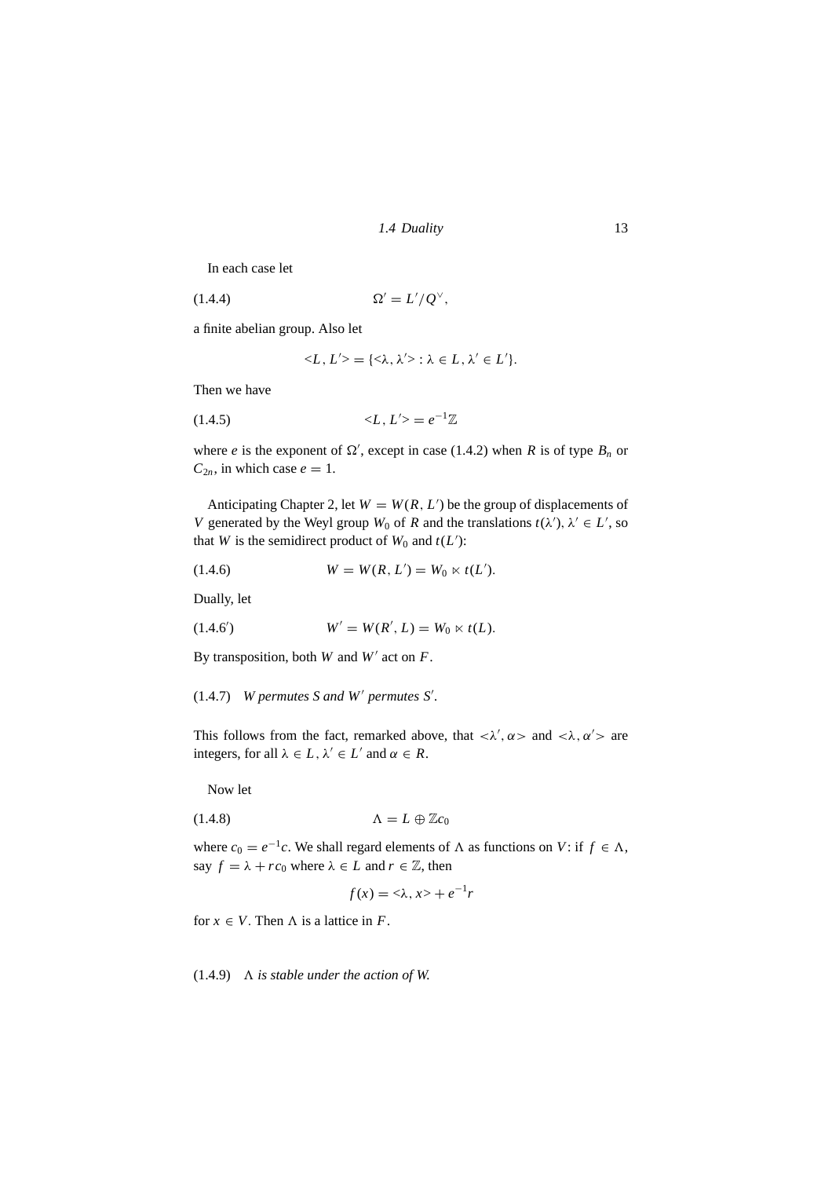In each case let

$$\Omega' = L'/Q^\vee, \tag{1.4.4}$$

a finite abelian group. Also let

$$<L, L'> = \{<\lambda, \lambda'> : \lambda \in L, \lambda' \in L'\}.$$

Then we have

$$<L, L'> = e^{-1}\mathbb{Z} \tag{1.4.5}$$

where $e$ is the exponent of $\Omega'$, except in case (1.4.2) when $R$ is of type $B_n$ or $C_{2n}$, in which case $e = 1$.

Anticipating Chapter 2, let $W = W(R, L')$ be the group of displacements of $V$ generated by the Weyl group $W_0$ of $R$ and the translations $t(\lambda')$, $\lambda' \in L'$, so that $W$ is the semidirect product of $W_0$ and $t(L')$:

$$W = W(R, L') = W_0 \ltimes t(L'). \tag{1.4.6}$$

Dually, let

$$W' = W(R', L) = W_0 \ltimes t(L). \tag{1.4.6$'$}$$

By transposition, both $W$ and $W'$ act on $F$.

(1.4.7) *$W$ permutes $S$ and $W'$ permutes $S'$.*

This follows from the fact, remarked above, that $<\lambda', \alpha>$ and $<\lambda, \alpha'>$ are integers, for all $\lambda \in L$, $\lambda' \in L'$ and $\alpha \in R$.

Now let

$$\Lambda = L \oplus \mathbb{Z}c_0 \tag{1.4.8}$$

where $c_0 = e^{-1}c$. We shall regard elements of $\Lambda$ as functions on $V$: if $f \in \Lambda$, say $f = \lambda + rc_0$ where $\lambda \in L$ and $r \in \mathbb{Z}$, then

$$f(x) = <\lambda, x> + e^{-1}r$$

for $x \in V$. Then $\Lambda$ is a lattice in $F$.

(1.4.9) *$\Lambda$ is stable under the action of $W$.*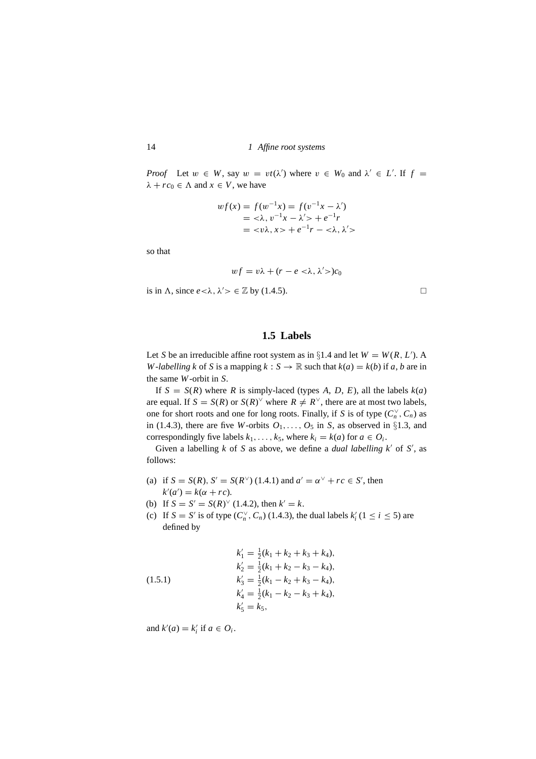*Proof* Let $w \in W$, say $w = vt(\lambda')$ where $v \in W_0$ and $\lambda' \in L'$. If $f = \lambda + rc_0 \in \Lambda$ and $x \in V$, we have

$$\begin{aligned} wf(x) &= f(w^{-1}x) = f(v^{-1}x - \lambda') \\ &= <\lambda, v^{-1}x - \lambda'> + e^{-1}r \\ &= <v\lambda, x> + e^{-1}r - <\lambda, \lambda'> \end{aligned}$$

so that

$$wf = v\lambda + (r - e <\lambda, \lambda'>)c_0$$

is in $\Lambda$, since $e<\lambda, \lambda'> \in \mathbb{Z}$ by (1.4.5). □

## 1.5 Labels

Let $S$ be an irreducible affine root system as in §1.4 and let $W = W(R, L')$. A *W-labelling* $k$ of $S$ is a mapping $k : S \to \mathbb{R}$ such that $k(a) = k(b)$ if $a, b$ are in the same $W$-orbit in $S$.

If $S = S(R)$ where $R$ is simply-laced (types $A$, $D$, $E$), all the labels $k(a)$ are equal. If $S = S(R)$ or $S(R)^\vee$ where $R \neq R^\vee$, there are at most two labels, one for short roots and one for long roots. Finally, if $S$ is of type $(C_n^\vee, C_n)$ as in (1.4.3), there are five $W$-orbits $O_1, \ldots, O_5$ in $S$, as observed in §1.3, and correspondingly five labels $k_1, \ldots, k_5$, where $k_i = k(a)$ for $a \in O_i$.

Given a labelling $k$ of $S$ as above, we define a *dual labelling* $k'$ of $S'$, as follows:

(a) if $S = S(R)$, $S' = S(R^\vee)$ (1.4.1) and $a' = \alpha^\vee + rc \in S'$, then $k'(a') = k(\alpha + rc)$.

(b) If $S = S' = S(R)^\vee$ (1.4.2), then $k' = k$.

(c) If $S = S'$ is of type $(C_n^\vee, C_n)$ (1.4.3), the dual labels $k_i'$ $(1 \leq i \leq 5)$ are defined by

$$\begin{aligned} k_1' &= \tfrac{1}{2}(k_1 + k_2 + k_3 + k_4), \\ k_2' &= \tfrac{1}{2}(k_1 + k_2 - k_3 - k_4), \\ k_3' &= \tfrac{1}{2}(k_1 - k_2 + k_3 - k_4), \\ k_4' &= \tfrac{1}{2}(k_1 - k_2 - k_3 + k_4), \\ k_5' &= k_5, \end{aligned} \tag{1.5.1}$$

and $k'(a) = k_i'$ if $a \in O_i$.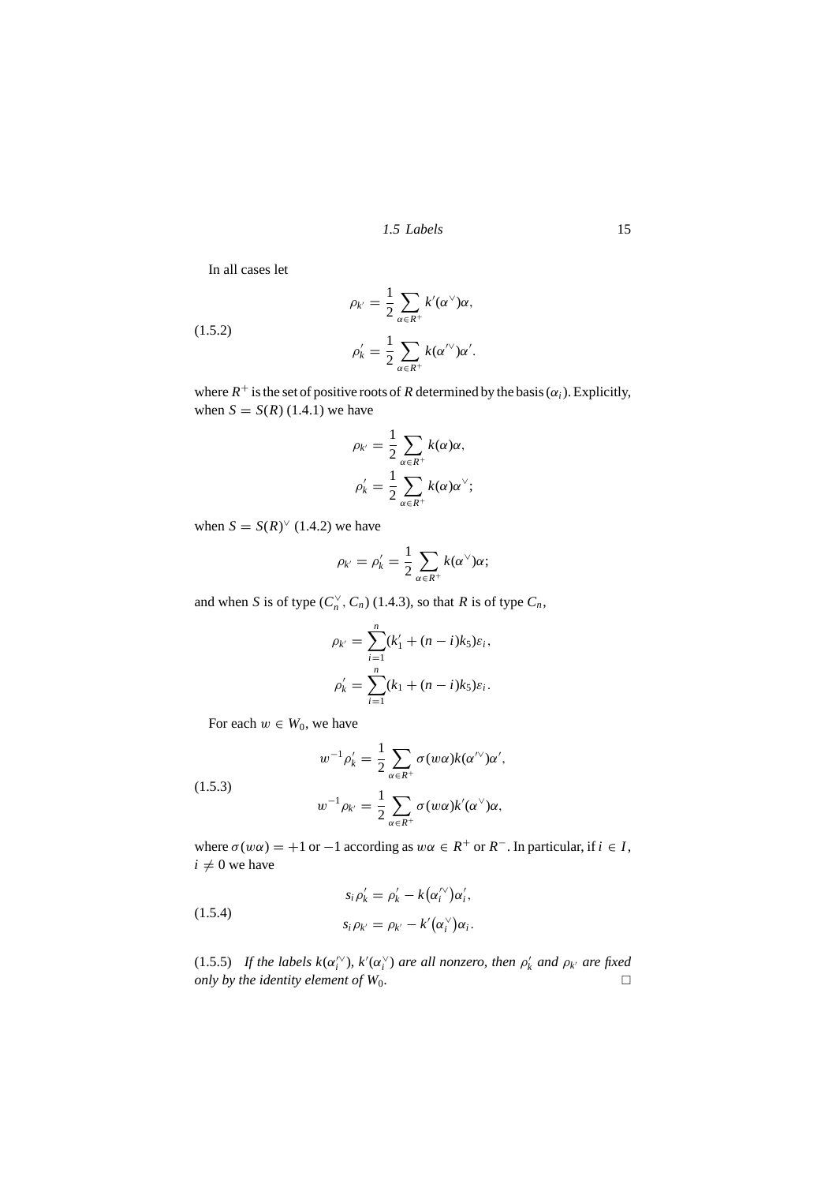In all cases let

$$
\begin{aligned}
\rho_{k'} &= \frac{1}{2}\sum_{\alpha\in R^+} k'(\alpha^\vee)\alpha, \\
\rho'_k &= \frac{1}{2}\sum_{\alpha\in R^+} k(\alpha'^\vee)\alpha'.
\end{aligned}
\tag{1.5.2}
$$

where $R^+$ is the set of positive roots of $R$ determined by the basis $(\alpha_i)$. Explicitly, when $S = S(R)$ (1.4.1) we have

$$
\begin{aligned}
\rho_{k'} &= \frac{1}{2}\sum_{\alpha\in R^+} k(\alpha)\alpha, \\
\rho'_k &= \frac{1}{2}\sum_{\alpha\in R^+} k(\alpha)\alpha^\vee;
\end{aligned}
$$

when $S = S(R)^\vee$ (1.4.2) we have

$$
\rho_{k'} = \rho'_k = \frac{1}{2}\sum_{\alpha\in R^+} k(\alpha^\vee)\alpha;
$$

and when $S$ is of type $(C_n^\vee, C_n)$ (1.4.3), so that $R$ is of type $C_n$,

$$
\begin{aligned}
\rho_{k'} &= \sum_{i=1}^{n}(k'_1 + (n-i)k_5)\varepsilon_i, \\
\rho'_k &= \sum_{i=1}^{n}(k_1 + (n-i)k_5)\varepsilon_i.
\end{aligned}
$$

For each $w \in W_0$, we have

$$
\begin{aligned}
w^{-1}\rho'_k &= \frac{1}{2}\sum_{\alpha\in R^+} \sigma(w\alpha)k(\alpha'^\vee)\alpha', \\
w^{-1}\rho_{k'} &= \frac{1}{2}\sum_{\alpha\in R^+} \sigma(w\alpha)k'(\alpha^\vee)\alpha,
\end{aligned}
\tag{1.5.3}
$$

where $\sigma(w\alpha) = +1$ or $-1$ according as $w\alpha \in R^+$ or $R^-$. In particular, if $i \in I$, $i \neq 0$ we have

$$
\begin{aligned}
s_i\rho'_k &= \rho'_k - k(\alpha_i'^\vee)\alpha'_i, \\
s_i\rho_{k'} &= \rho_{k'} - k'(\alpha_i^\vee)\alpha_i.
\end{aligned}
\tag{1.5.4}
$$

(1.5.5) *If the labels $k(\alpha_i'^\vee)$, $k'(\alpha_i^\vee)$ are all nonzero, then $\rho'_k$ and $\rho_{k'}$ are fixed only by the identity element of $W_0$.* □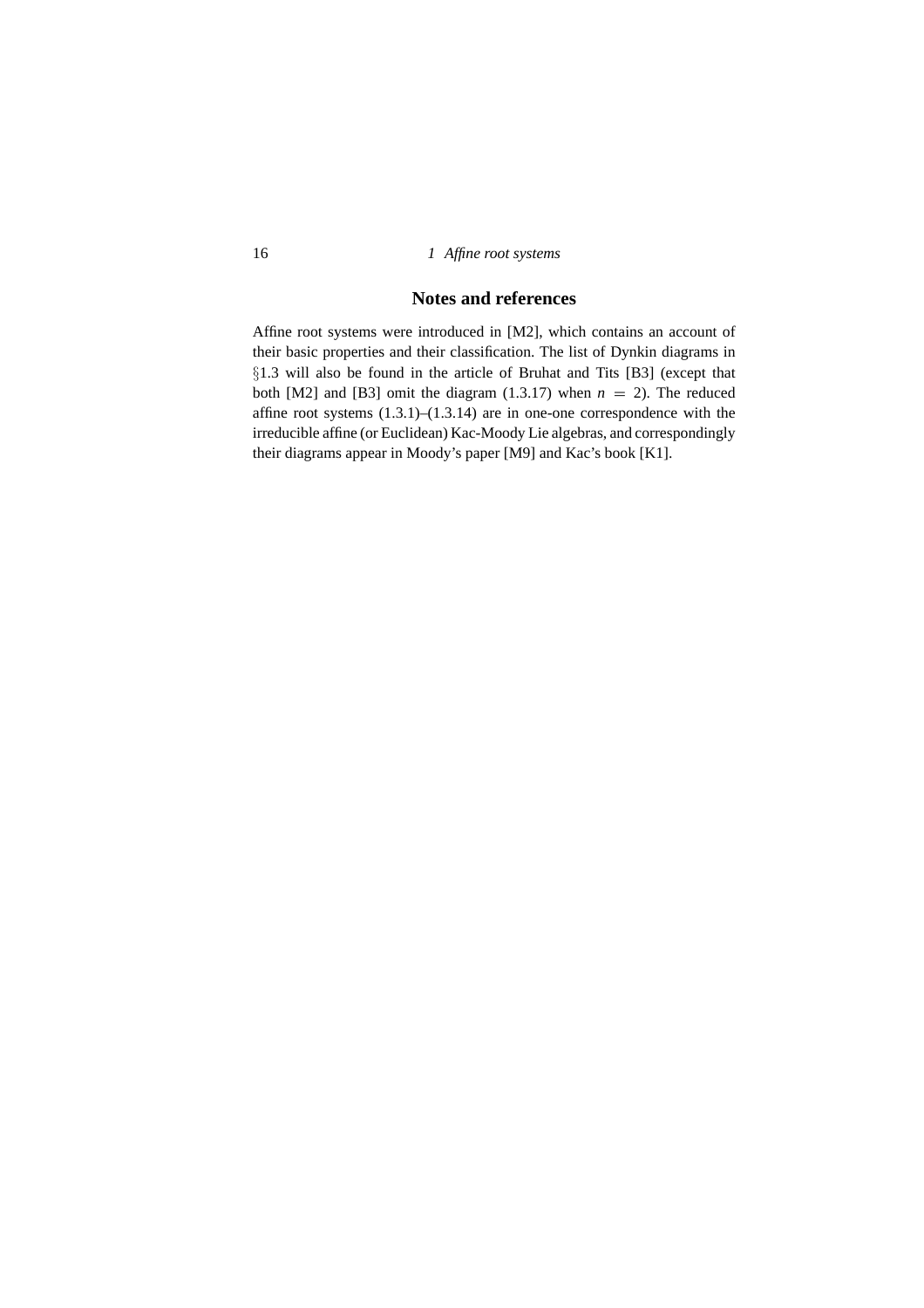## Notes and references

Affine root systems were introduced in [M2], which contains an account of their basic properties and their classification. The list of Dynkin diagrams in §1.3 will also be found in the article of Bruhat and Tits [B3] (except that both [M2] and [B3] omit the diagram (1.3.17) when $n = 2$). The reduced affine root systems (1.3.1)–(1.3.14) are in one-one correspondence with the irreducible affine (or Euclidean) Kac-Moody Lie algebras, and correspondingly their diagrams appear in Moody's paper [M9] and Kac's book [K1].